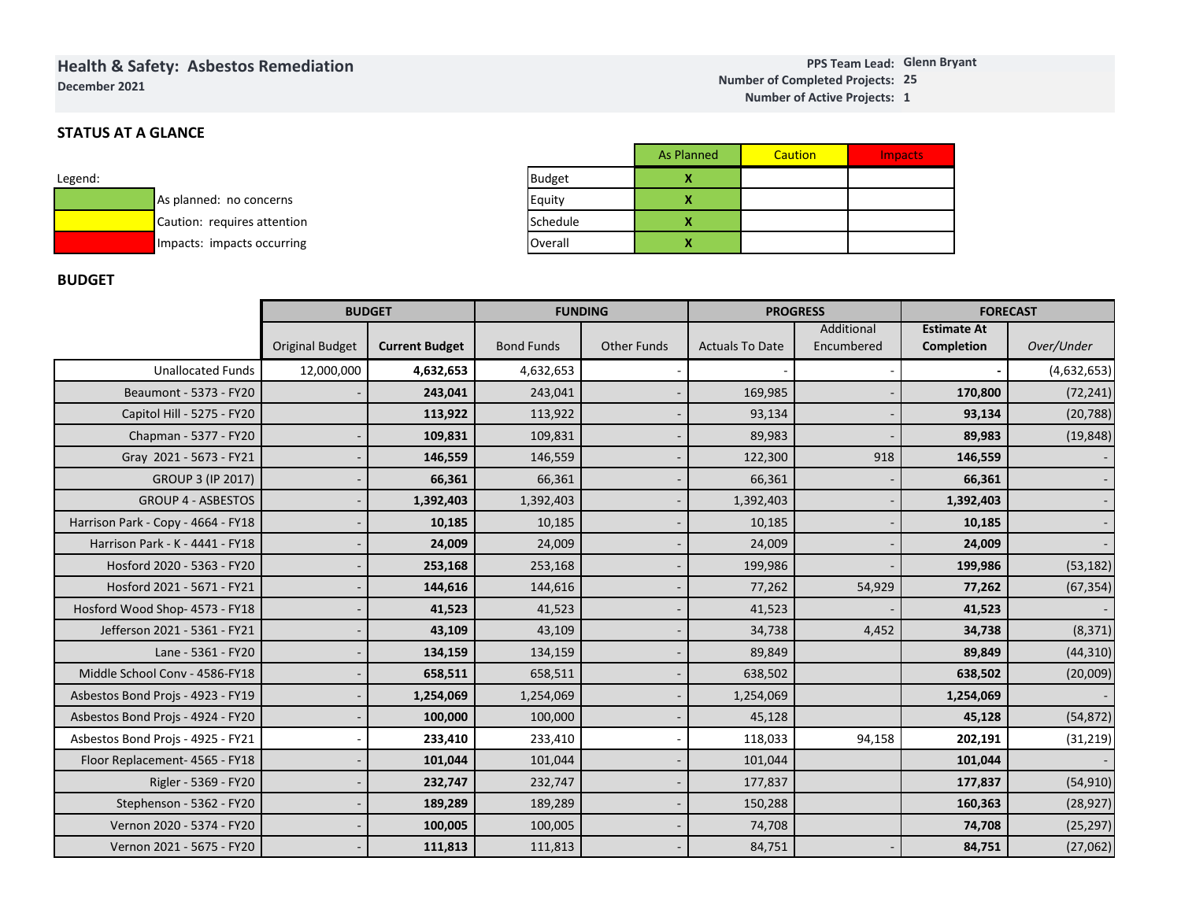## Health & Safety: Asbestos Remediation

**December 2021**

**PPS Team Lead:** Glenn Bryant
**Number of Completed Projects:** 25
**Number of Active Projects:** 1

### STATUS AT A GLANCE

Legend:

| | |
|---|---|
| (green) | As planned: no concerns |
| (yellow) | Caution: requires attention |
| (red) | Impacts: impacts occurring |

| | As Planned | Caution | Impacts |
|---|---|---|---|
| Budget | X | | |
| Equity | X | | |
| Schedule | X | | |
| Overall | X | | |

### BUDGET

| | BUDGET | | FUNDING | | PROGRESS | | FORECAST | |
|---|---|---|---|---|---|---|---|---|
| | Original Budget | **Current Budget** | Bond Funds | Other Funds | Actuals To Date | Additional Encumbered | **Estimate At Completion** | *Over/Under* |
| Unallocated Funds | 12,000,000 | **4,632,653** | 4,632,653 | - | - | - | **-** | (4,632,653) |
| Beaumont - 5373 - FY20 | - | **243,041** | 243,041 | - | 169,985 | - | **170,800** | (72,241) |
| Capitol Hill - 5275 - FY20 | | **113,922** | 113,922 | - | 93,134 | - | **93,134** | (20,788) |
| Chapman - 5377 - FY20 | - | **109,831** | 109,831 | - | 89,983 | - | **89,983** | (19,848) |
| Gray 2021 - 5673 - FY21 | - | **146,559** | 146,559 | - | 122,300 | 918 | **146,559** | - |
| GROUP 3 (IP 2017) | - | **66,361** | 66,361 | - | 66,361 | - | **66,361** | - |
| GROUP 4 - ASBESTOS | - | **1,392,403** | 1,392,403 | - | 1,392,403 | - | **1,392,403** | - |
| Harrison Park - Copy - 4664 - FY18 | - | **10,185** | 10,185 | - | 10,185 | - | **10,185** | - |
| Harrison Park - K - 4441 - FY18 | - | **24,009** | 24,009 | - | 24,009 | - | **24,009** | - |
| Hosford 2020 - 5363 - FY20 | - | **253,168** | 253,168 | - | 199,986 | - | **199,986** | (53,182) |
| Hosford 2021 - 5671 - FY21 | - | **144,616** | 144,616 | - | 77,262 | 54,929 | **77,262** | (67,354) |
| Hosford Wood Shop- 4573 - FY18 | - | **41,523** | 41,523 | - | 41,523 | - | **41,523** | - |
| Jefferson 2021 - 5361 - FY21 | - | **43,109** | 43,109 | - | 34,738 | 4,452 | **34,738** | (8,371) |
| Lane - 5361 - FY20 | - | **134,159** | 134,159 | - | 89,849 | | **89,849** | (44,310) |
| Middle School Conv - 4586-FY18 | - | **658,511** | 658,511 | - | 638,502 | | **638,502** | (20,009) |
| Asbestos Bond Projs - 4923 - FY19 | - | **1,254,069** | 1,254,069 | - | 1,254,069 | | **1,254,069** | - |
| Asbestos Bond Projs - 4924 - FY20 | - | **100,000** | 100,000 | - | 45,128 | | **45,128** | (54,872) |
| Asbestos Bond Projs - 4925 - FY21 | - | **233,410** | 233,410 | - | 118,033 | 94,158 | **202,191** | (31,219) |
| Floor Replacement- 4565 - FY18 | - | **101,044** | 101,044 | - | 101,044 | | **101,044** | - |
| Rigler - 5369 - FY20 | - | **232,747** | 232,747 | - | 177,837 | | **177,837** | (54,910) |
| Stephenson - 5362 - FY20 | - | **189,289** | 189,289 | - | 150,288 | | **160,363** | (28,927) |
| Vernon 2020 - 5374 - FY20 | - | **100,005** | 100,005 | - | 74,708 | | **74,708** | (25,297) |
| Vernon 2021 - 5675 - FY20 | - | **111,813** | 111,813 | - | 84,751 | - | **84,751** | (27,062) |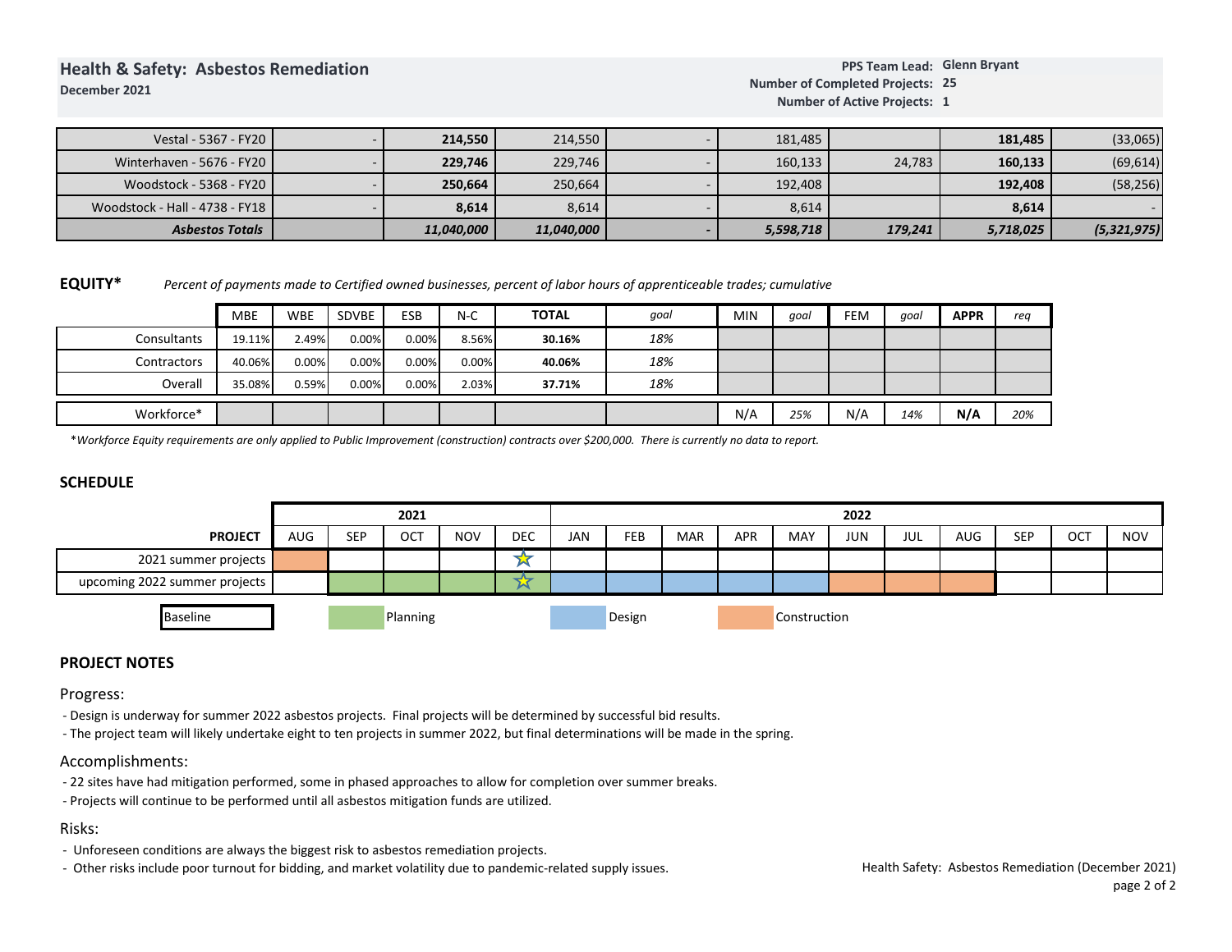## Health & Safety: Asbestos Remediation

**December 2021**

**PPS Team Lead:** Glenn Bryant
**Number of Completed Projects:** 25
**Number of Active Projects:** 1

| | | | | | | | | |
|---|---|---|---|---|---|---|---|---|
| Vestal - 5367 - FY20 | - | **214,550** | 214,550 | - | 181,485 | | **181,485** | (33,065) |
| Winterhaven - 5676 - FY20 | - | **229,746** | 229,746 | - | 160,133 | 24,783 | **160,133** | (69,614) |
| Woodstock - 5368 - FY20 | - | **250,664** | 250,664 | - | 192,408 | | **192,408** | (58,256) |
| Woodstock - Hall - 4738 - FY18 | - | **8,614** | 8,614 | - | 8,614 | | **8,614** | - |
| ***Asbestos Totals*** | | ***11,040,000*** | ***11,040,000*** | **-** | ***5,598,718*** | ***179,241*** | ***5,718,025*** | ***(5,321,975)*** |

### EQUITY*

*Percent of payments made to Certified owned businesses, percent of labor hours of apprenticeable trades; cumulative*

| | MBE | WBE | SDVBE | ESB | N-C | TOTAL | goal | MIN | goal | FEM | goal | APPR | req |
|---|---|---|---|---|---|---|---|---|---|---|---|---|---|
| Consultants | 19.11% | 2.49% | 0.00% | 0.00% | 8.56% | **30.16%** | *18%* | | | | | | |
| Contractors | 40.06% | 0.00% | 0.00% | 0.00% | 0.00% | **40.06%** | *18%* | | | | | | |
| Overall | 35.08% | 0.59% | 0.00% | 0.00% | 2.03% | **37.71%** | *18%* | | | | | | |
| Workforce* | | | | | | | | N/A | *25%* | N/A | *14%* | **N/A** | *20%* |

*\*Workforce Equity requirements are only applied to Public Improvement (construction) contracts over $200,000. There is currently no data to report.*

### SCHEDULE

2021: AUG, SEP, OCT, NOV, DEC
2022: JAN, FEB, MAR, APR, MAY, JUN, JUL, AUG, SEP, OCT, NOV

PROJECT
2021 summer projects
upcoming 2022 summer projects

Baseline
Planning
Design
Construction

### PROJECT NOTES

#### Progress:

- Design is underway for summer 2022 asbestos projects. Final projects will be determined by successful bid results.
- The project team will likely undertake eight to ten projects in summer 2022, but final determinations will be made in the spring.

#### Accomplishments:

- 22 sites have had mitigation performed, some in phased approaches to allow for completion over summer breaks.
- Projects will continue to be performed until all asbestos mitigation funds are utilized.

#### Risks:

- Unforeseen conditions are always the biggest risk to asbestos remediation projects.
- Other risks include poor turnout for bidding, and market volatility due to pandemic-related supply issues.